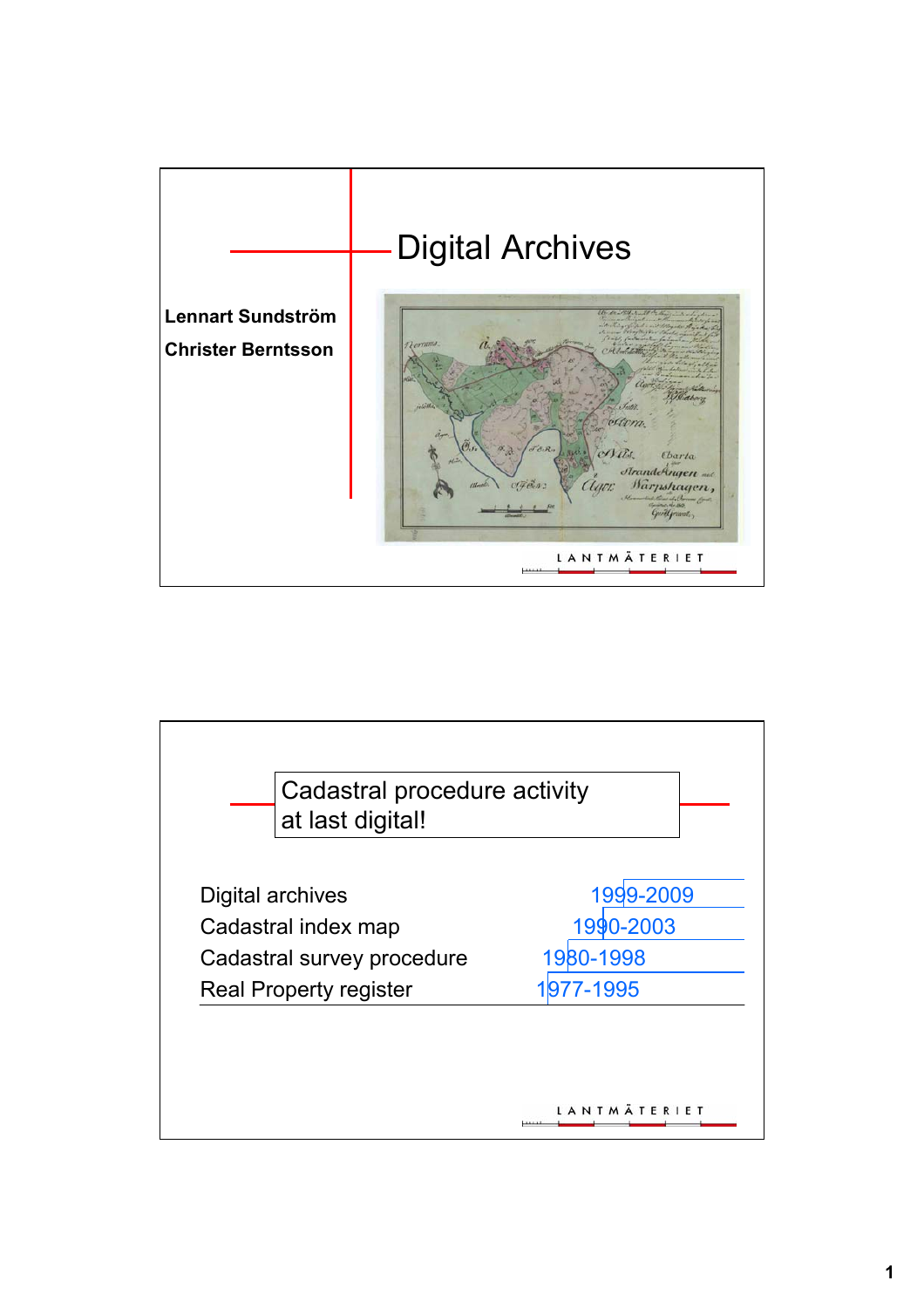# Digital Archives

**Lennart Sundström**

**Christer Berntsson**

LANTMÄTERIET

## Cadastral procedure activity at last digital!

| | |
|---|---|
| Digital archives | 1999-2009 |
| Cadastral index map | 1990-2003 |
| Cadastral survey procedure | 1980-1998 |
| Real Property register | 1977-1995 |

LANTMÄTERIET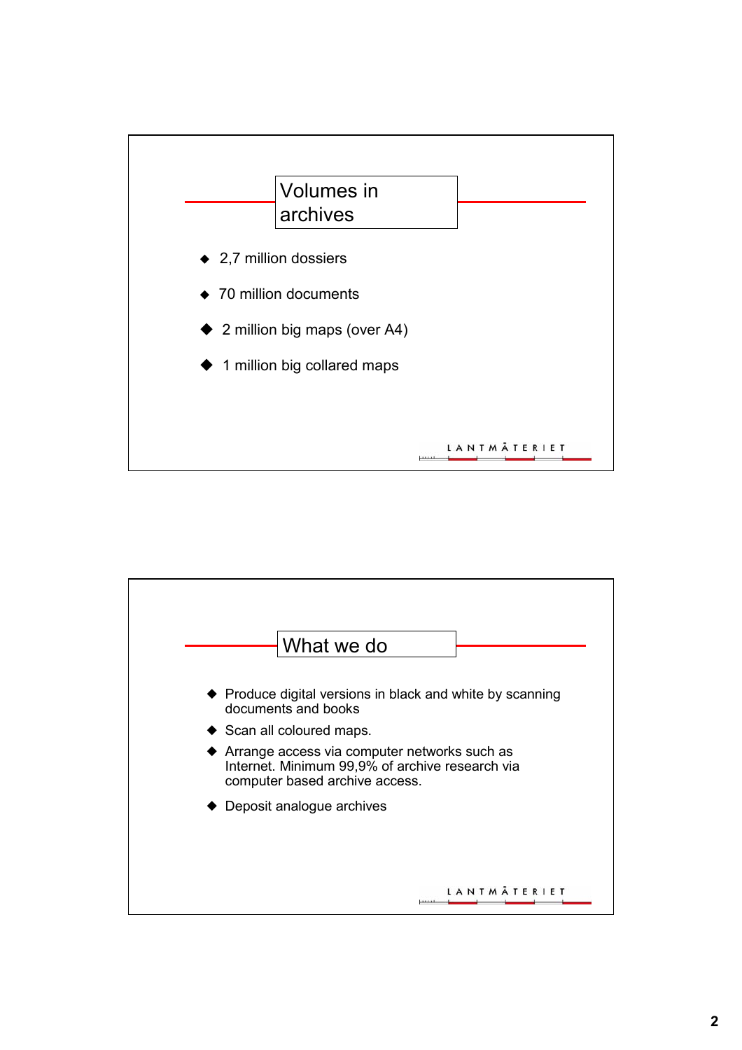## Volumes in archives

- 2,7 million dossiers
- 70 million documents
- 2 million big maps (over A4)
- 1 million big collared maps

LANTMÄTERIET

## What we do

- Produce digital versions in black and white by scanning documents and books
- Scan all coloured maps.
- Arrange access via computer networks such as Internet. Minimum 99,9% of archive research via computer based archive access.
- Deposit analogue archives

LANTMÄTERIET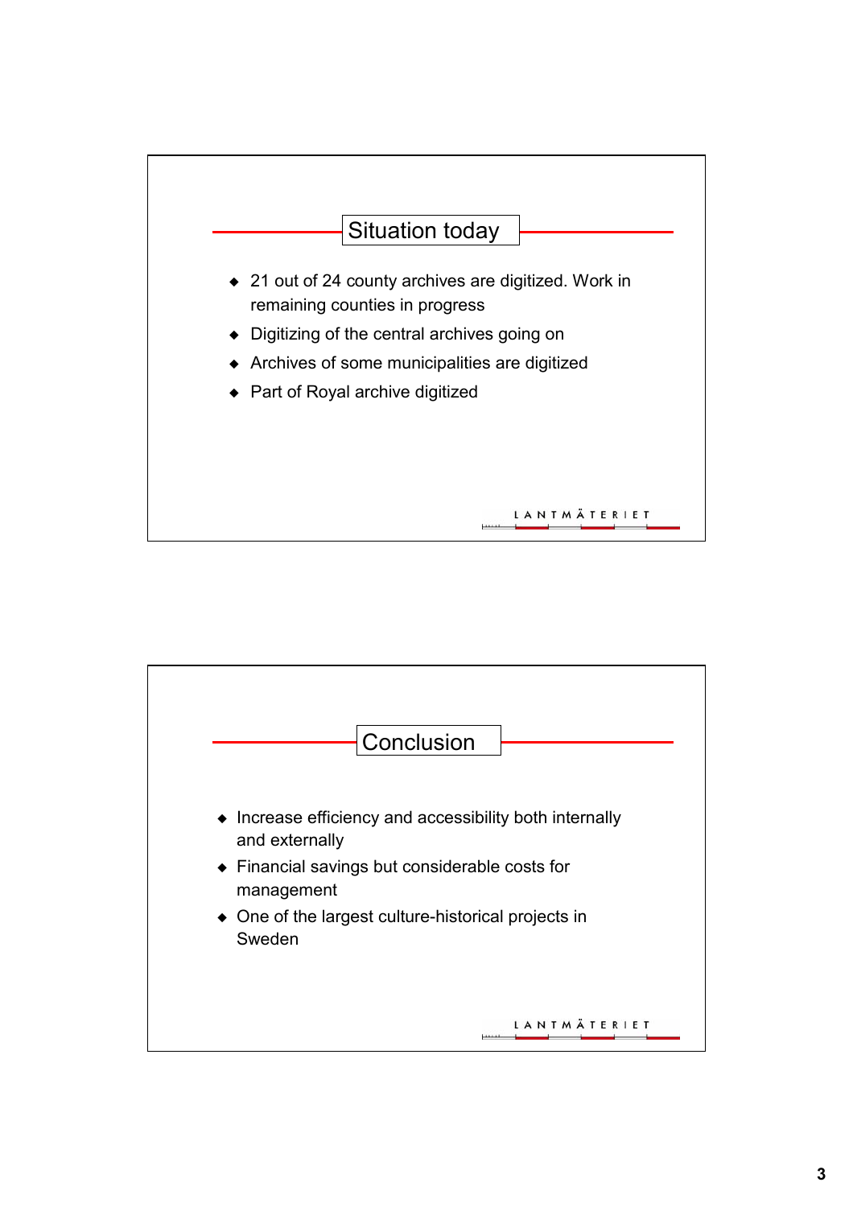## Situation today

- 21 out of 24 county archives are digitized. Work in remaining counties in progress
- Digitizing of the central archives going on
- Archives of some municipalities are digitized
- Part of Royal archive digitized

LANTMÄTERIET

## Conclusion

- Increase efficiency and accessibility both internally and externally
- Financial savings but considerable costs for management
- One of the largest culture-historical projects in Sweden

LANTMÄTERIET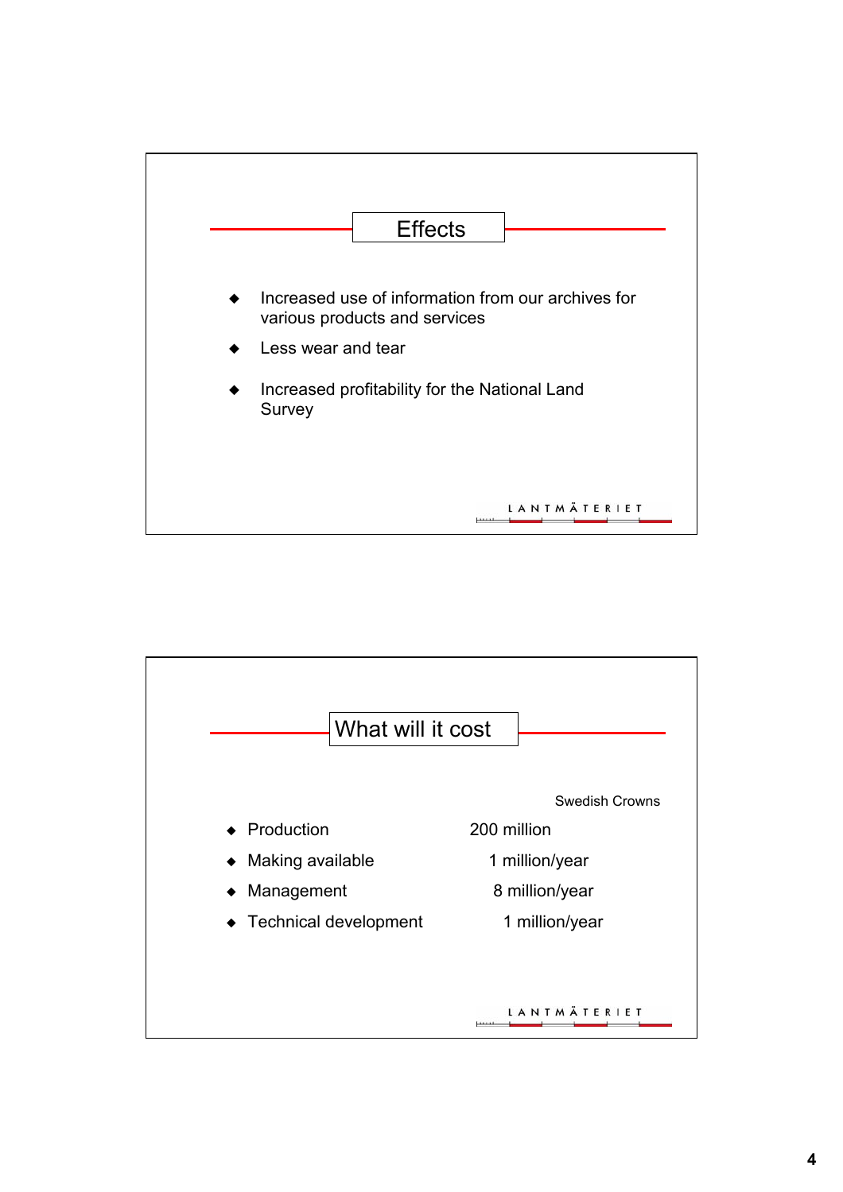## Effects

- Increased use of information from our archives for various products and services
- Less wear and tear
- Increased profitability for the National Land Survey

LANTMÄTERIET

## What will it cost

| | Swedish Crowns |
|---|---|
| Production | 200 million |
| Making available | 1 million/year |
| Management | 8 million/year |
| Technical development | 1 million/year |

LANTMÄTERIET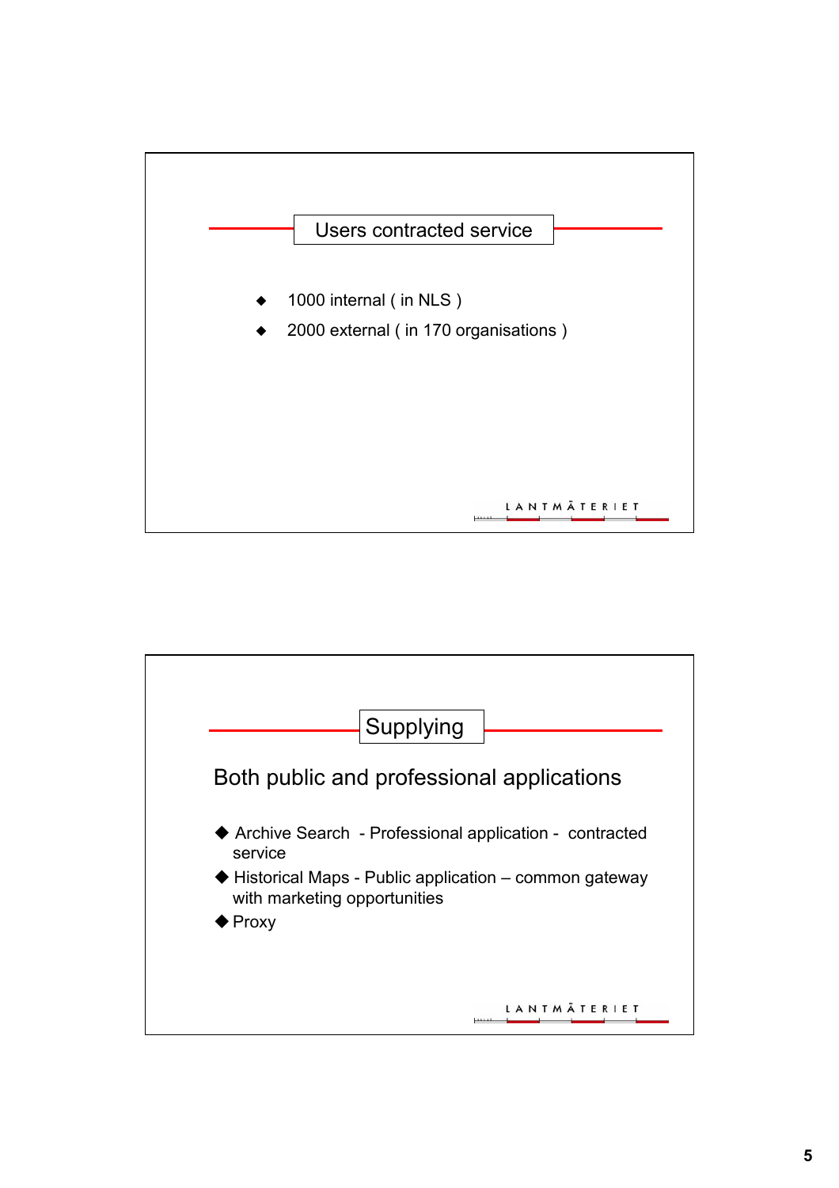## Users contracted service

- 1000 internal ( in NLS )
- 2000 external ( in 170 organisations )

LANTMÄTERIET

## Supplying

Both public and professional applications

- Archive Search - Professional application - contracted service
- Historical Maps - Public application – common gateway with marketing opportunities
- Proxy

LANTMÄTERIET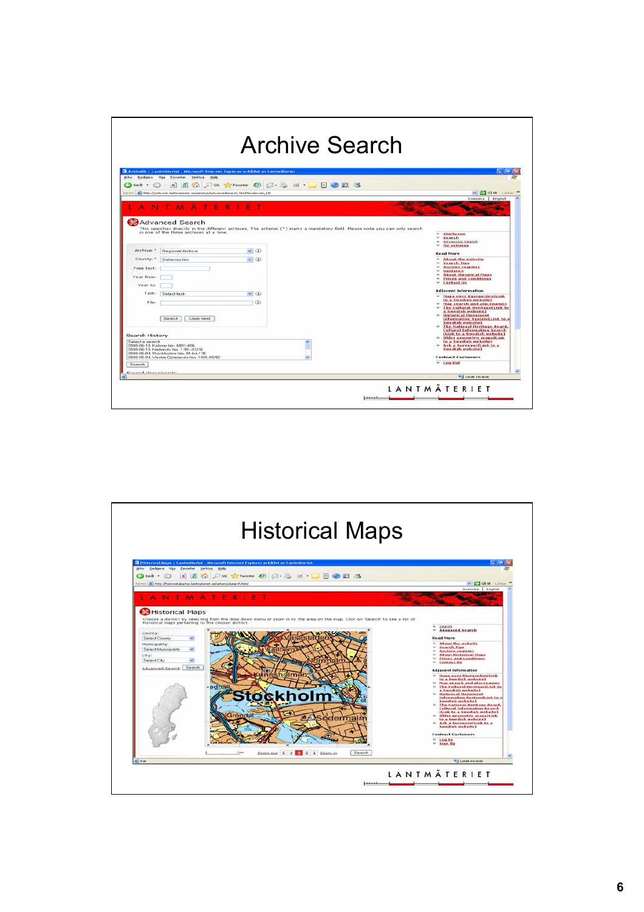# Archive Search

# Historical Maps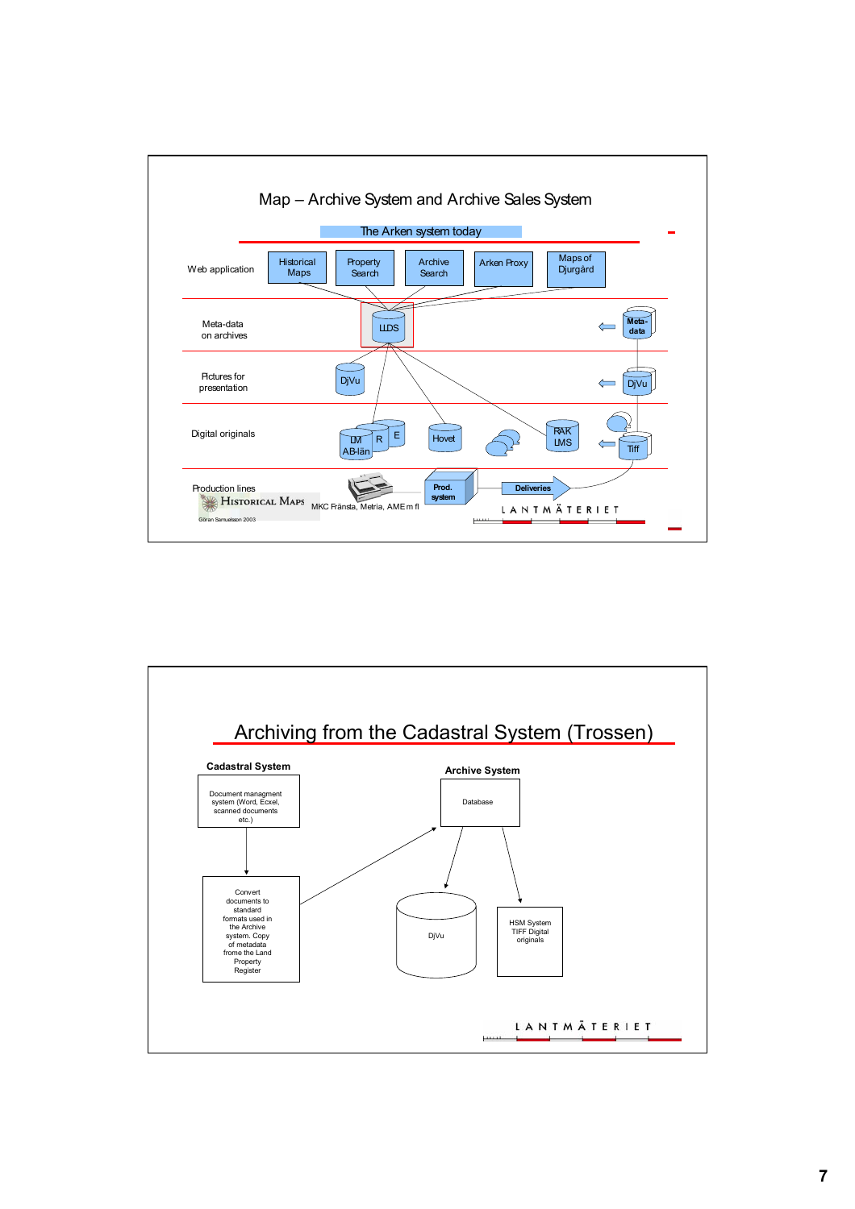## Map – Archive System and Archive Sales System

The Arken system today

Web application

Historical Maps

Property Search

Archive Search

Arken Proxy

Maps of Djurgård

Meta-data on archives

LLDS

Meta-data

Pictures for presentation

DjVu

DjVu

Digital originals

LM AB-län

R

E

Hovet

RAK LMS

Tiff

Production lines

Prod. system

Deliveries

MKC Fränsta, Metria, AME m fl

HISTORICAL MAPS

Göran Samuelsson 2003

LANTMÄTERIET

## Archiving from the Cadastral System (Trossen)

**Cadastral System**

Document managment system (Word, Ecxel, scanned documents etc.)

Convert documents to standard formats used in the Archive system. Copy of metadata frome the Land Property Register

**Archive System**

Database

DjVu

HSM System TIFF Digital originals

LANTMÄTERIET